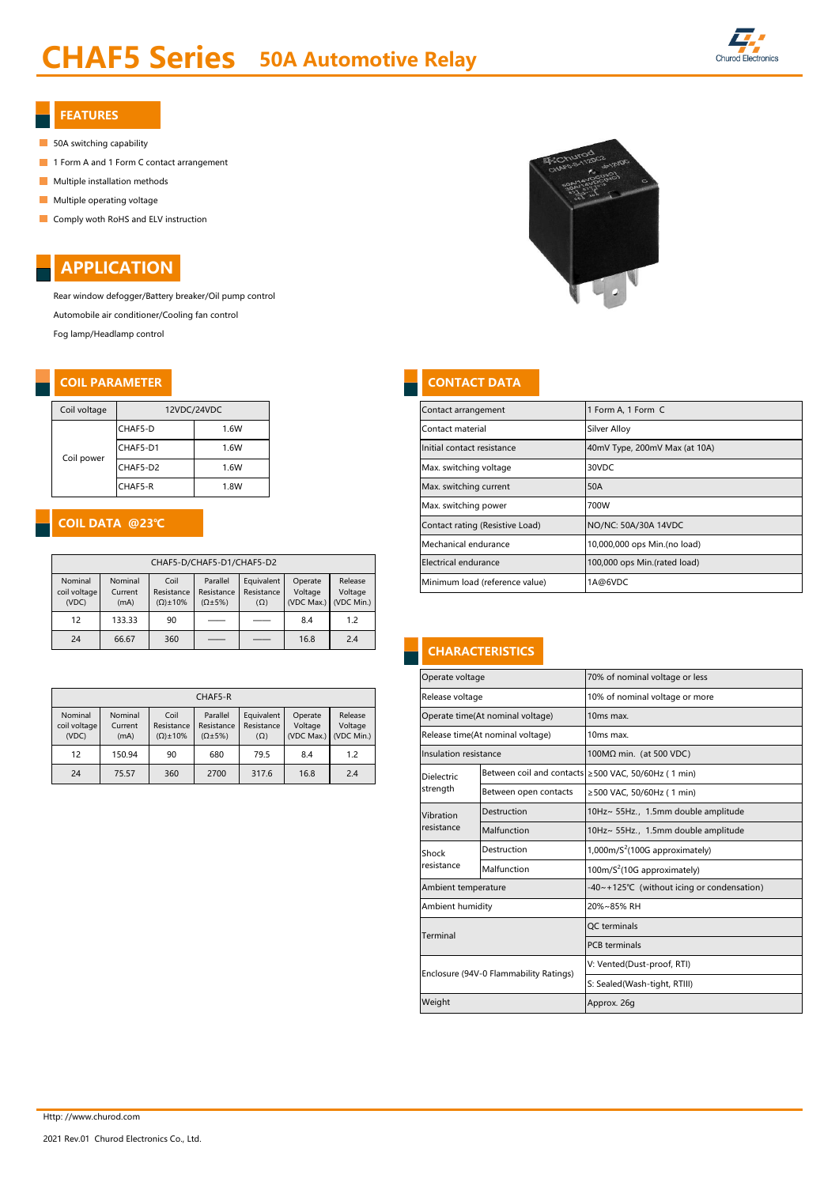# CHAF5 Series 50A Automotive Relay

## FEATURES

- 50A switching capability
- 1 Form A and 1 Form C contact arrangement
- Multiple installation methods
- Multiple operating voltage
- Comply woth RoHS and ELV instruction

## APPLICATION

Rear window defogger/Battery breaker/Oil pump control

Automobile air conditioner/Cooling fan control

Fog lamp/Headlamp control

## COIL PARAMETER

| Coil voltage | 12VDC/24VDC | |
|---|---|---|
| Coil power | CHAF5-D | 1.6W |
| | CHAF5-D1 | 1.6W |
| | CHAF5-D2 | 1.6W |
| | CHAF5-R | 1.8W |

## COIL DATA @23℃

CHAF5-D/CHAF5-D1/CHAF5-D2

| Nominal coil voltage (VDC) | Nominal Current (mA) | Coil Resistance (Ω)±10% | Parallel Resistance (Ω±5%) | Equivalent Resistance (Ω) | Operate Voltage (VDC Max.) | Release Voltage (VDC Min.) |
|---|---|---|---|---|---|---|
| 12 | 133.33 | 90 | —— | —— | 8.4 | 1.2 |
| 24 | 66.67 | 360 | —— | —— | 16.8 | 2.4 |

CHAF5-R

| Nominal coil voltage (VDC) | Nominal Current (mA) | Coil Resistance (Ω)±10% | Parallel Resistance (Ω±5%) | Equivalent Resistance (Ω) | Operate Voltage (VDC Max.) | Release Voltage (VDC Min.) |
|---|---|---|---|---|---|---|
| 12 | 150.94 | 90 | 680 | 79.5 | 8.4 | 1.2 |
| 24 | 75.57 | 360 | 2700 | 317.6 | 16.8 | 2.4 |

## CONTACT DATA

| | |
|---|---|
| Contact arrangement | 1 Form A, 1 Form C |
| Contact material | Silver Alloy |
| Initial contact resistance | 40mV Type, 200mV Max (at 10A) |
| Max. switching voltage | 30VDC |
| Max. switching current | 50A |
| Max. switching power | 700W |
| Contact rating (Resistive Load) | NO/NC: 50A/30A 14VDC |
| Mechanical endurance | 10,000,000 ops Min.(no load) |
| Electrical endurance | 100,000 ops Min.(rated load) |
| Minimum load (reference value) | 1A@6VDC |

## CHARACTERISTICS

| | | |
|---|---|---|
| Operate voltage | | 70% of nominal voltage or less |
| Release voltage | | 10% of nominal voltage or more |
| Operate time(At nominal voltage) | | 10ms max. |
| Release time(At nominal voltage) | | 10ms max. |
| Insulation resistance | | 100MΩ min. (at 500 VDC) |
| Dielectric strength | Between coil and contacts | ≥500 VAC, 50/60Hz ( 1 min) |
| | Between open contacts | ≥500 VAC, 50/60Hz ( 1 min) |
| Vibration resistance | Destruction | 10Hz~ 55Hz., 1.5mm double amplitude |
| | Malfunction | 10Hz~ 55Hz., 1.5mm double amplitude |
| Shock resistance | Destruction | 1,000m/S$^2$(100G approximately) |
| | Malfunction | 100m/S$^2$(10G approximately) |
| Ambient temperature | | -40~+125℃ (without icing or condensation) |
| Ambient humidity | | 20%~85% RH |
| Terminal | | QC terminals |
| | | PCB terminals |
| Enclosure (94V-0 Flammability Ratings) | | V: Vented(Dust-proof, RTI) |
| | | S: Sealed(Wash-tight, RTIII) |
| Weight | | Approx. 26g |

Http: //www.churod.com

2021 Rev.01 Churod Electronics Co., Ltd.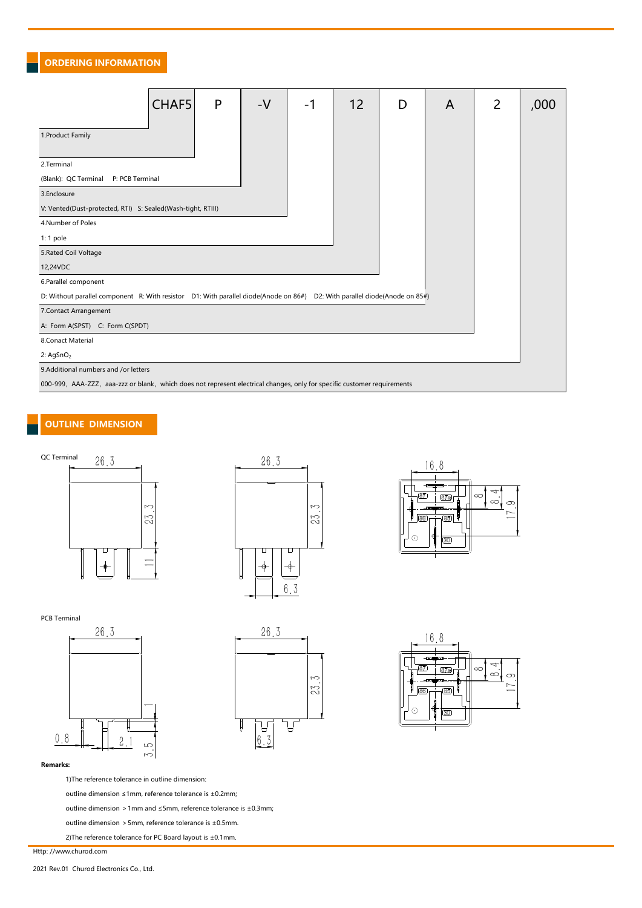## ORDERING INFORMATION

| | CHAF5 | P | -V | -1 | 12 | D | A | 2 | ,000 |
|---|---|---|---|---|---|---|---|---|---|

1.Product Family

2.Terminal

(Blank): QC Terminal　P: PCB Terminal

3.Enclosure

V: Vented(Dust-protected, RTI)　S: Sealed(Wash-tight, RTIII)

4.Number of Poles

1: 1 pole

5.Rated Coil Voltage

12,24VDC

6.Parallel component

D: Without parallel component　R: With resistor　D1: With parallel diode(Anode on 86#)　D2: With parallel diode(Anode on 85#)

7.Contact Arrangement

A: Form A(SPST)　C: Form C(SPDT)

8.Conact Material

2: $AgSnO_2$

9.Additional numbers and /or letters

000-999，AAA-ZZZ，aaa-zzz or blank，which does not represent electrical changes, only for specific customer requirements

## OUTLINE DIMENSION

QC Terminal

PCB Terminal

**Remarks:**

1)The reference tolerance in outline dimension:

outline dimension ≤1mm, reference tolerance is ±0.2mm;

outline dimension ＞1mm and ≤5mm, reference tolerance is ±0.3mm;

outline dimension ＞5mm, reference tolerance is ±0.5mm.

2)The reference tolerance for PC Board layout is ±0.1mm.

Http: //www.churod.com

2021 Rev.01 Churod Electronics Co., Ltd.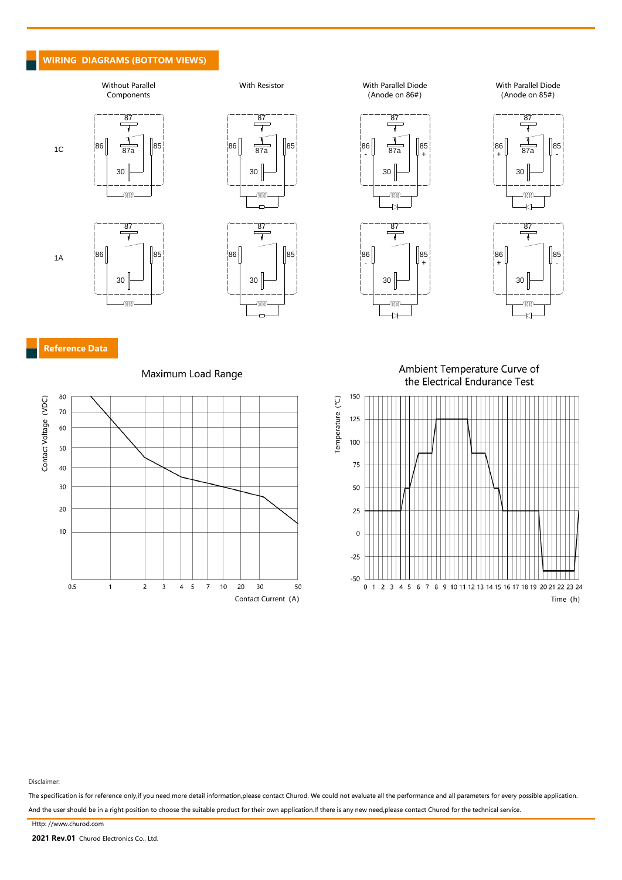## WIRING DIAGRAMS (BOTTOM VIEWS)

Without Parallel Components

With Resistor

With Parallel Diode (Anode on 86#)

With Parallel Diode (Anode on 85#)

1C

87
86
87a
85
30

86
-
85
+

86
+
85
-

1A

87
86
85
30

## Reference Data

Maximum Load Range

Contact Voltage (VDC)

80
70
60
50
40
30
20
10

0.5
1
2
3
4
5
7
10
20
30
50

Contact Current (A)

Ambient Temperature Curve of the Electrical Endurance Test

Temperature (°C)

150
125
100
75
50
25
0
-25
-50

0 1 2 3 4 5 6 7 8 9 10 11 12 13 14 15 16 17 18 19 20 21 22 23 24

Time (h)

Disclaimer:

The specification is for reference only,if you need more detail information,please contact Churod. We could not evaluate all the performance and all parameters for every possible application.

And the user should be in a right position to choose the suitable product for their own application.If there is any new need,please contact Churod for the technical service.

Http: //www.churod.com

**2021 Rev.01** Churod Electronics Co., Ltd.